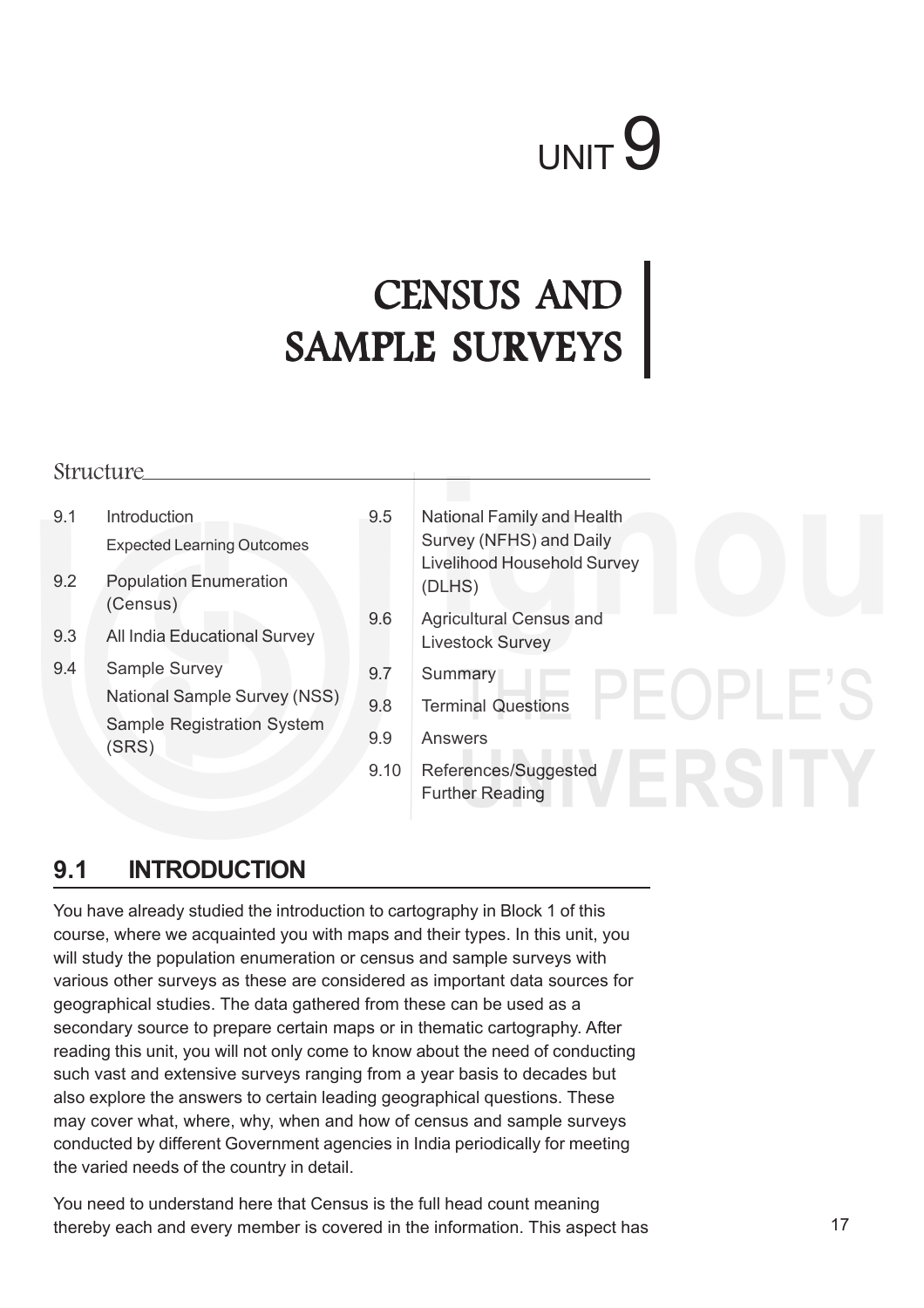# UNIT 9

# CENSUS AND SAMPLE SURVEYS

## Structure

9.1 Introduction
 Expected Learning Outcomes

9.2 Population Enumeration (Census)

9.3 All India Educational Survey

9.4 Sample Survey
 National Sample Survey (NSS)
 Sample Registration System (SRS)

9.5 National Family and Health Survey (NFHS) and Daily Livelihood Household Survey (DLHS)

9.6 Agricultural Census and Livestock Survey

9.7 Summary

9.8 Terminal Questions

9.9 Answers

9.10 References/Suggested Further Reading

## 9.1 INTRODUCTION

You have already studied the introduction to cartography in Block 1 of this course, where we acquainted you with maps and their types. In this unit, you will study the population enumeration or census and sample surveys with various other surveys as these are considered as important data sources for geographical studies. The data gathered from these can be used as a secondary source to prepare certain maps or in thematic cartography. After reading this unit, you will not only come to know about the need of conducting such vast and extensive surveys ranging from a year basis to decades but also explore the answers to certain leading geographical questions. These may cover what, where, why, when and how of census and sample surveys conducted by different Government agencies in India periodically for meeting the varied needs of the country in detail.

You need to understand here that Census is the full head count meaning thereby each and every member is covered in the information. This aspect has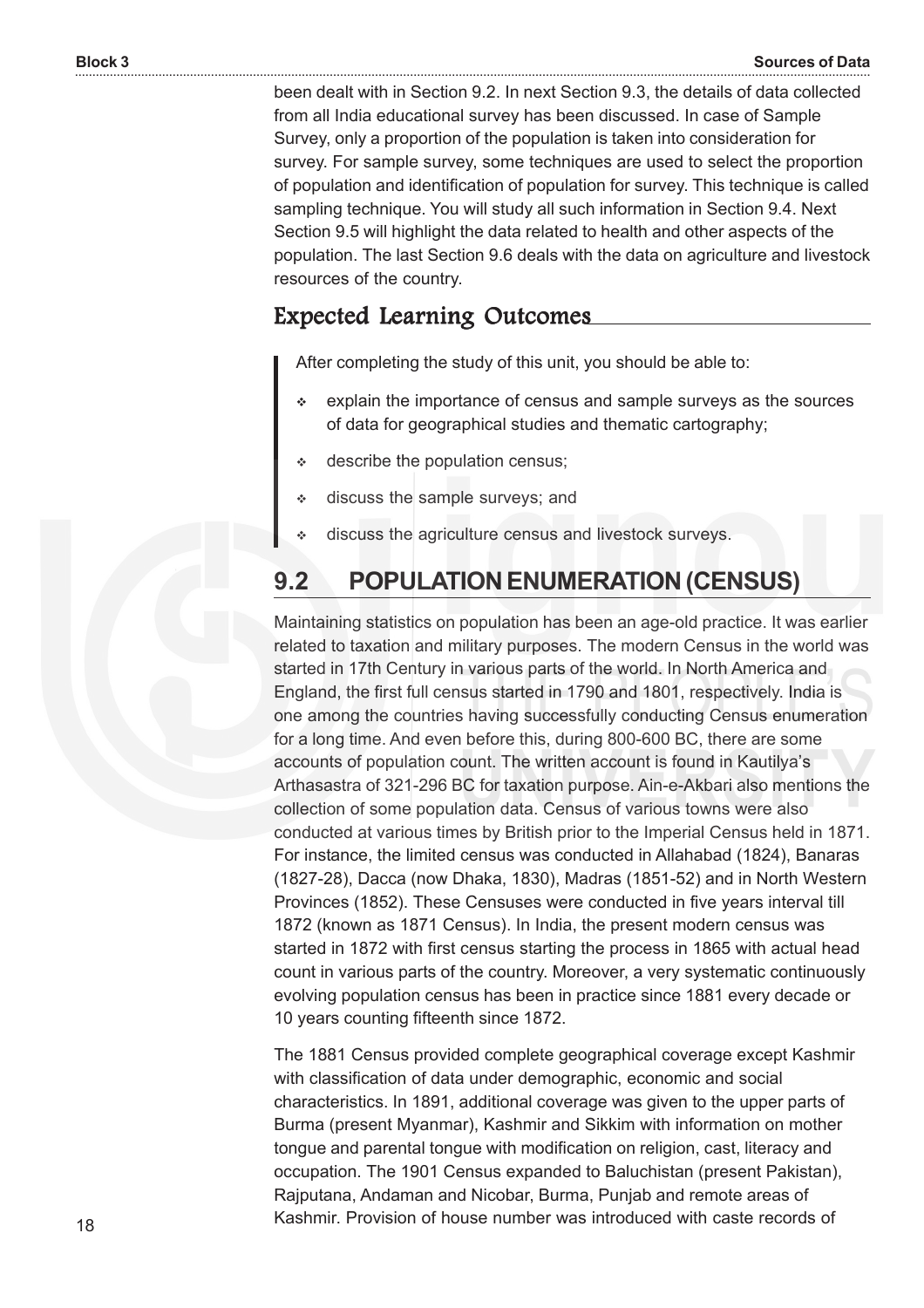been dealt with in Section 9.2. In next Section 9.3, the details of data collected from all India educational survey has been discussed. In case of Sample Survey, only a proportion of the population is taken into consideration for survey. For sample survey, some techniques are used to select the proportion of population and identification of population for survey. This technique is called sampling technique. You will study all such information in Section 9.4. Next Section 9.5 will highlight the data related to health and other aspects of the population. The last Section 9.6 deals with the data on agriculture and livestock resources of the country.

## Expected Learning Outcomes

After completing the study of this unit, you should be able to:

- explain the importance of census and sample surveys as the sources of data for geographical studies and thematic cartography;
- describe the population census;
- discuss the sample surveys; and
- discuss the agriculture census and livestock surveys.

## 9.2 POPULATION ENUMERATION (CENSUS)

Maintaining statistics on population has been an age-old practice. It was earlier related to taxation and military purposes. The modern Census in the world was started in 17th Century in various parts of the world. In North America and England, the first full census started in 1790 and 1801, respectively. India is one among the countries having successfully conducting Census enumeration for a long time. And even before this, during 800-600 BC, there are some accounts of population count. The written account is found in Kautilya's Arthasastra of 321-296 BC for taxation purpose. Ain-e-Akbari also mentions the collection of some population data. Census of various towns were also conducted at various times by British prior to the Imperial Census held in 1871. For instance, the limited census was conducted in Allahabad (1824), Banaras (1827-28), Dacca (now Dhaka, 1830), Madras (1851-52) and in North Western Provinces (1852). These Censuses were conducted in five years interval till 1872 (known as 1871 Census). In India, the present modern census was started in 1872 with first census starting the process in 1865 with actual head count in various parts of the country. Moreover, a very systematic continuously evolving population census has been in practice since 1881 every decade or 10 years counting fifteenth since 1872.

The 1881 Census provided complete geographical coverage except Kashmir with classification of data under demographic, economic and social characteristics. In 1891, additional coverage was given to the upper parts of Burma (present Myanmar), Kashmir and Sikkim with information on mother tongue and parental tongue with modification on religion, cast, literacy and occupation. The 1901 Census expanded to Baluchistan (present Pakistan), Rajputana, Andaman and Nicobar, Burma, Punjab and remote areas of Kashmir. Provision of house number was introduced with caste records of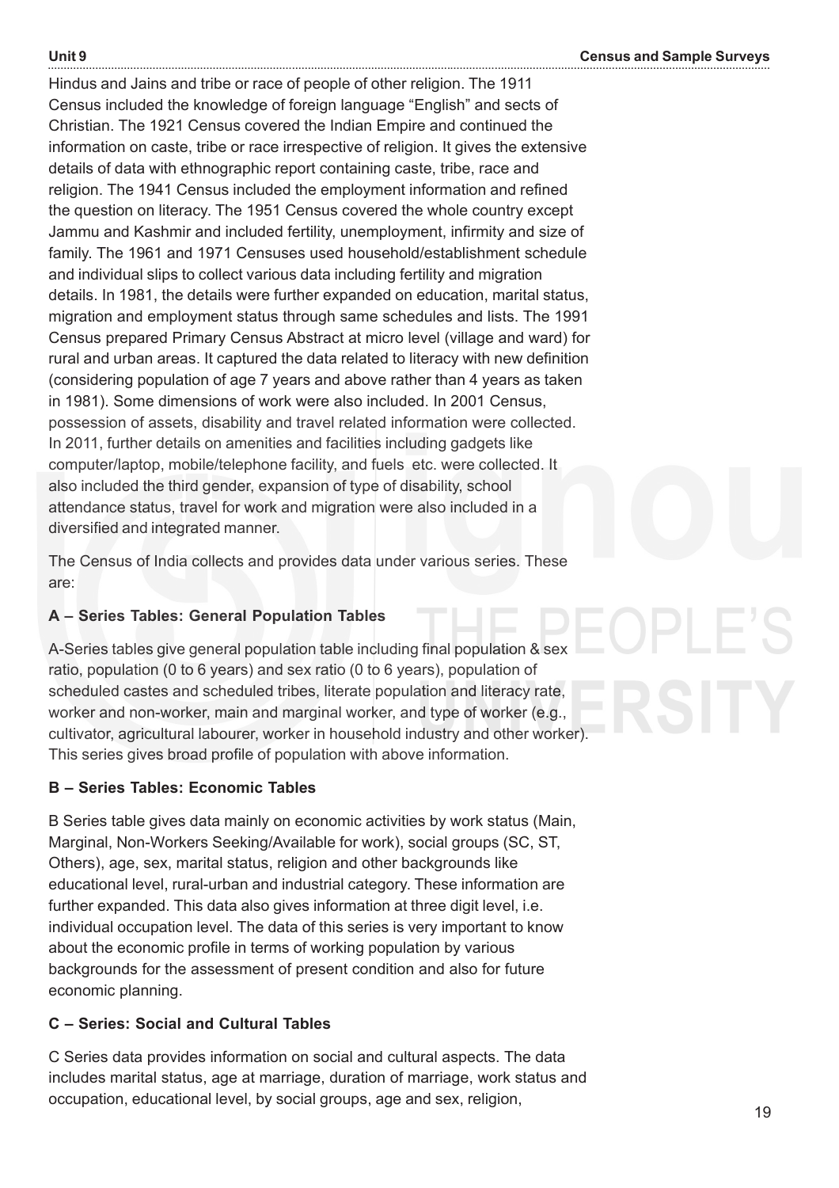Hindus and Jains and tribe or race of people of other religion. The 1911 Census included the knowledge of foreign language "English" and sects of Christian. The 1921 Census covered the Indian Empire and continued the information on caste, tribe or race irrespective of religion. It gives the extensive details of data with ethnographic report containing caste, tribe, race and religion. The 1941 Census included the employment information and refined the question on literacy. The 1951 Census covered the whole country except Jammu and Kashmir and included fertility, unemployment, infirmity and size of family. The 1961 and 1971 Censuses used household/establishment schedule and individual slips to collect various data including fertility and migration details. In 1981, the details were further expanded on education, marital status, migration and employment status through same schedules and lists. The 1991 Census prepared Primary Census Abstract at micro level (village and ward) for rural and urban areas. It captured the data related to literacy with new definition (considering population of age 7 years and above rather than 4 years as taken in 1981). Some dimensions of work were also included. In 2001 Census, possession of assets, disability and travel related information were collected. In 2011, further details on amenities and facilities including gadgets like computer/laptop, mobile/telephone facility, and fuels etc. were collected. It also included the third gender, expansion of type of disability, school attendance status, travel for work and migration were also included in a diversified and integrated manner.

The Census of India collects and provides data under various series. These are:

**A – Series Tables: General Population Tables**

A-Series tables give general population table including final population & sex ratio, population (0 to 6 years) and sex ratio (0 to 6 years), population of scheduled castes and scheduled tribes, literate population and literacy rate, worker and non-worker, main and marginal worker, and type of worker (e.g., cultivator, agricultural labourer, worker in household industry and other worker). This series gives broad profile of population with above information.

**B – Series Tables: Economic Tables**

B Series table gives data mainly on economic activities by work status (Main, Marginal, Non-Workers Seeking/Available for work), social groups (SC, ST, Others), age, sex, marital status, religion and other backgrounds like educational level, rural-urban and industrial category. These information are further expanded. This data also gives information at three digit level, i.e. individual occupation level. The data of this series is very important to know about the economic profile in terms of working population by various backgrounds for the assessment of present condition and also for future economic planning.

**C – Series: Social and Cultural Tables**

C Series data provides information on social and cultural aspects. The data includes marital status, age at marriage, duration of marriage, work status and occupation, educational level, by social groups, age and sex, religion,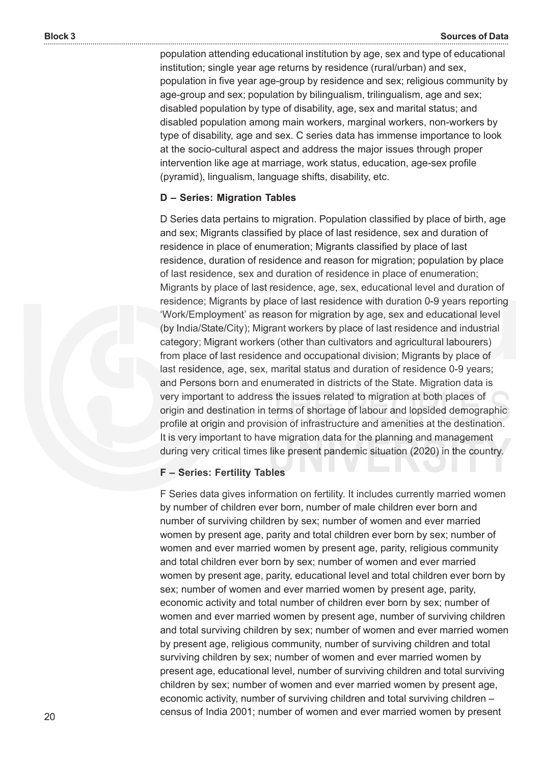population attending educational institution by age, sex and type of educational institution; single year age returns by residence (rural/urban) and sex, population in five year age-group by residence and sex; religious community by age-group and sex; population by bilingualism, trilingualism, age and sex; disabled population by type of disability, age, sex and marital status; and disabled population among main workers, marginal workers, non-workers by type of disability, age and sex. C series data has immense importance to look at the socio-cultural aspect and address the major issues through proper intervention like age at marriage, work status, education, age-sex profile (pyramid), lingualism, language shifts, disability, etc.

### D – Series: Migration Tables

D Series data pertains to migration. Population classified by place of birth, age and sex; Migrants classified by place of last residence, sex and duration of residence in place of enumeration; Migrants classified by place of last residence, duration of residence and reason for migration; population by place of last residence, sex and duration of residence in place of enumeration; Migrants by place of last residence, age, sex, educational level and duration of residence; Migrants by place of last residence with duration 0-9 years reporting 'Work/Employment' as reason for migration by age, sex and educational level (by India/State/City); Migrant workers by place of last residence and industrial category; Migrant workers (other than cultivators and agricultural labourers) from place of last residence and occupational division; Migrants by place of last residence, age, sex, marital status and duration of residence 0-9 years; and Persons born and enumerated in districts of the State. Migration data is very important to address the issues related to migration at both places of origin and destination in terms of shortage of labour and lopsided demographic profile at origin and provision of infrastructure and amenities at the destination. It is very important to have migration data for the planning and management during very critical times like present pandemic situation (2020) in the country.

### F – Series: Fertility Tables

F Series data gives information on fertility. It includes currently married women by number of children ever born, number of male children ever born and number of surviving children by sex; number of women and ever married women by present age, parity and total children ever born by sex; number of women and ever married women by present age, parity, religious community and total children ever born by sex; number of women and ever married women by present age, parity, educational level and total children ever born by sex; number of women and ever married women by present age, parity, economic activity and total number of children ever born by sex; number of women and ever married women by present age, number of surviving children and total surviving children by sex; number of women and ever married women by present age, religious community, number of surviving children and total surviving children by sex; number of women and ever married women by present age, educational level, number of surviving children and total surviving children by sex; number of women and ever married women by present age, economic activity, number of surviving children and total surviving children – census of India 2001; number of women and ever married women by present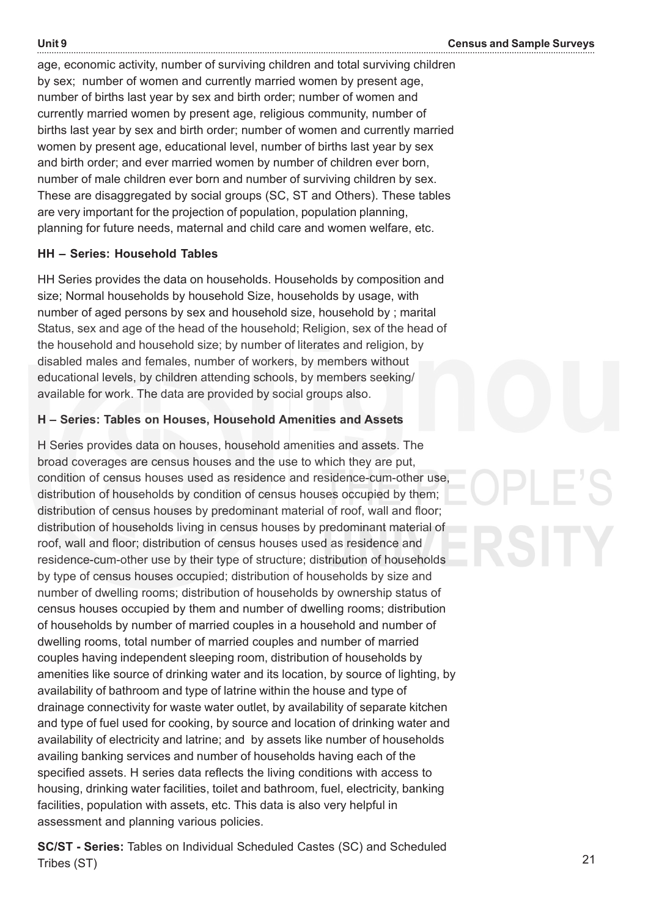age, economic activity, number of surviving children and total surviving children by sex; number of women and currently married women by present age, number of births last year by sex and birth order; number of women and currently married women by present age, religious community, number of births last year by sex and birth order; number of women and currently married women by present age, educational level, number of births last year by sex and birth order; and ever married women by number of children ever born, number of male children ever born and number of surviving children by sex. These are disaggregated by social groups (SC, ST and Others). These tables are very important for the projection of population, population planning, planning for future needs, maternal and child care and women welfare, etc.

**HH – Series: Household Tables**

HH Series provides the data on households. Households by composition and size; Normal households by household Size, households by usage, with number of aged persons by sex and household size, household by ; marital Status, sex and age of the head of the household; Religion, sex of the head of the household and household size; by number of literates and religion, by disabled males and females, number of workers, by members without educational levels, by children attending schools, by members seeking/ available for work. The data are provided by social groups also.

**H – Series: Tables on Houses, Household Amenities and Assets**

H Series provides data on houses, household amenities and assets. The broad coverages are census houses and the use to which they are put, condition of census houses used as residence and residence-cum-other use, distribution of households by condition of census houses occupied by them; distribution of census houses by predominant material of roof, wall and floor; distribution of households living in census houses by predominant material of roof, wall and floor; distribution of census houses used as residence and residence-cum-other use by their type of structure; distribution of households by type of census houses occupied; distribution of households by size and number of dwelling rooms; distribution of households by ownership status of census houses occupied by them and number of dwelling rooms; distribution of households by number of married couples in a household and number of dwelling rooms, total number of married couples and number of married couples having independent sleeping room, distribution of households by amenities like source of drinking water and its location, by source of lighting, by availability of bathroom and type of latrine within the house and type of drainage connectivity for waste water outlet, by availability of separate kitchen and type of fuel used for cooking, by source and location of drinking water and availability of electricity and latrine; and by assets like number of households availing banking services and number of households having each of the specified assets. H series data reflects the living conditions with access to housing, drinking water facilities, toilet and bathroom, fuel, electricity, banking facilities, population with assets, etc. This data is also very helpful in assessment and planning various policies.

**SC/ST - Series:** Tables on Individual Scheduled Castes (SC) and Scheduled Tribes (ST)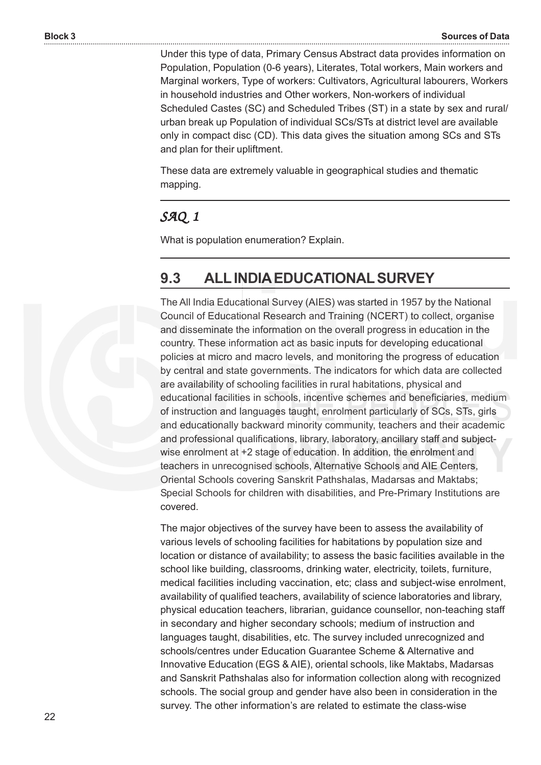Under this type of data, Primary Census Abstract data provides information on Population, Population (0-6 years), Literates, Total workers, Main workers and Marginal workers, Type of workers: Cultivators, Agricultural labourers, Workers in household industries and Other workers, Non-workers of individual Scheduled Castes (SC) and Scheduled Tribes (ST) in a state by sex and rural/ urban break up Population of individual SCs/STs at district level are available only in compact disc (CD). This data gives the situation among SCs and STs and plan for their upliftment.

These data are extremely valuable in geographical studies and thematic mapping.

---

*SAQ 1*

What is population enumeration? Explain.

---

## 9.3 ALL INDIA EDUCATIONAL SURVEY

The All India Educational Survey (AIES) was started in 1957 by the National Council of Educational Research and Training (NCERT) to collect, organise and disseminate the information on the overall progress in education in the country. These information act as basic inputs for developing educational policies at micro and macro levels, and monitoring the progress of education by central and state governments. The indicators for which data are collected are availability of schooling facilities in rural habitations, physical and educational facilities in schools, incentive schemes and beneficiaries, medium of instruction and languages taught, enrolment particularly of SCs, STs, girls and educationally backward minority community, teachers and their academic and professional qualifications, library, laboratory, ancillary staff and subject-wise enrolment at +2 stage of education. In addition, the enrolment and teachers in unrecognised schools, Alternative Schools and AIE Centers, Oriental Schools covering Sanskrit Pathshalas, Madarsas and Maktabs; Special Schools for children with disabilities, and Pre-Primary Institutions are covered.

The major objectives of the survey have been to assess the availability of various levels of schooling facilities for habitations by population size and location or distance of availability; to assess the basic facilities available in the school like building, classrooms, drinking water, electricity, toilets, furniture, medical facilities including vaccination, etc; class and subject-wise enrolment, availability of qualified teachers, availability of science laboratories and library, physical education teachers, librarian, guidance counsellor, non-teaching staff in secondary and higher secondary schools; medium of instruction and languages taught, disabilities, etc. The survey included unrecognized and schools/centres under Education Guarantee Scheme & Alternative and Innovative Education (EGS & AIE), oriental schools, like Maktabs, Madarsas and Sanskrit Pathshalas also for information collection along with recognized schools. The social group and gender have also been in consideration in the survey. The other information's are related to estimate the class-wise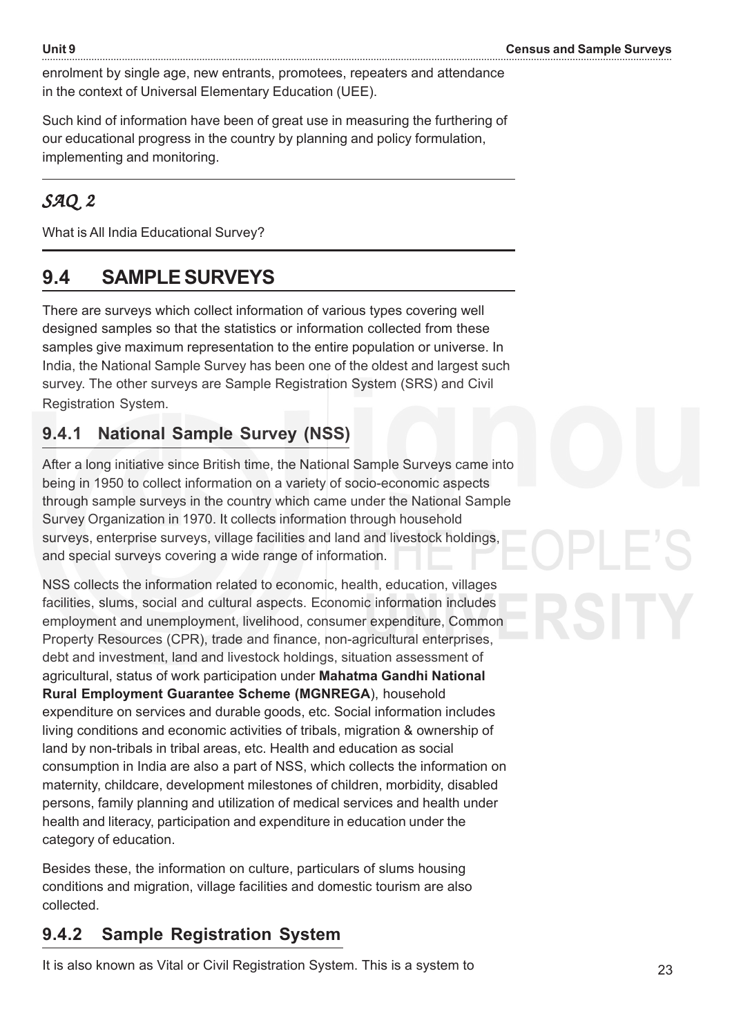enrolment by single age, new entrants, promotees, repeaters and attendance in the context of Universal Elementary Education (UEE).

Such kind of information have been of great use in measuring the furthering of our educational progress in the country by planning and policy formulation, implementing and monitoring.

## *SAQ 2*

What is All India Educational Survey?

## 9.4 SAMPLE SURVEYS

There are surveys which collect information of various types covering well designed samples so that the statistics or information collected from these samples give maximum representation to the entire population or universe. In India, the National Sample Survey has been one of the oldest and largest such survey. The other surveys are Sample Registration System (SRS) and Civil Registration System.

### 9.4.1 National Sample Survey (NSS)

After a long initiative since British time, the National Sample Surveys came into being in 1950 to collect information on a variety of socio-economic aspects through sample surveys in the country which came under the National Sample Survey Organization in 1970. It collects information through household surveys, enterprise surveys, village facilities and land and livestock holdings, and special surveys covering a wide range of information.

NSS collects the information related to economic, health, education, villages facilities, slums, social and cultural aspects. Economic information includes employment and unemployment, livelihood, consumer expenditure, Common Property Resources (CPR), trade and finance, non-agricultural enterprises, debt and investment, land and livestock holdings, situation assessment of agricultural, status of work participation under **Mahatma Gandhi National Rural Employment Guarantee Scheme (MGNREGA**), household expenditure on services and durable goods, etc. Social information includes living conditions and economic activities of tribals, migration & ownership of land by non-tribals in tribal areas, etc. Health and education as social consumption in India are also a part of NSS, which collects the information on maternity, childcare, development milestones of children, morbidity, disabled persons, family planning and utilization of medical services and health under health and literacy, participation and expenditure in education under the category of education.

Besides these, the information on culture, particulars of slums housing conditions and migration, village facilities and domestic tourism are also collected.

### 9.4.2 Sample Registration System

It is also known as Vital or Civil Registration System. This is a system to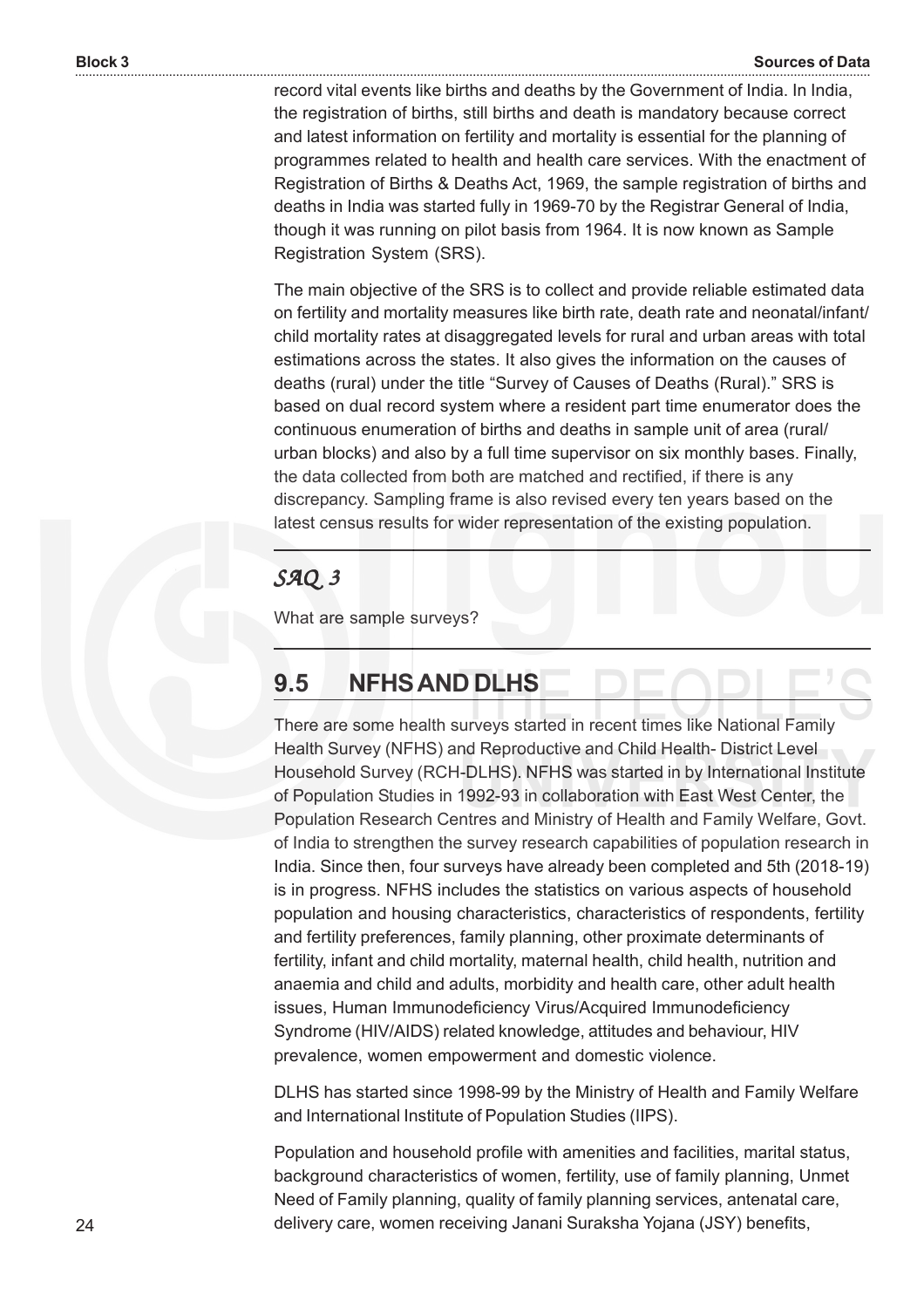record vital events like births and deaths by the Government of India. In India, the registration of births, still births and death is mandatory because correct and latest information on fertility and mortality is essential for the planning of programmes related to health and health care services. With the enactment of Registration of Births & Deaths Act, 1969, the sample registration of births and deaths in India was started fully in 1969-70 by the Registrar General of India, though it was running on pilot basis from 1964. It is now known as Sample Registration System (SRS).

The main objective of the SRS is to collect and provide reliable estimated data on fertility and mortality measures like birth rate, death rate and neonatal/infant/child mortality rates at disaggregated levels for rural and urban areas with total estimations across the states. It also gives the information on the causes of deaths (rural) under the title "Survey of Causes of Deaths (Rural)." SRS is based on dual record system where a resident part time enumerator does the continuous enumeration of births and deaths in sample unit of area (rural/urban blocks) and also by a full time supervisor on six monthly bases. Finally, the data collected from both are matched and rectified, if there is any discrepancy. Sampling frame is also revised every ten years based on the latest census results for wider representation of the existing population.

---

*SAQ 3*

What are sample surveys?

---

## 9.5 NFHS AND DLHS

There are some health surveys started in recent times like National Family Health Survey (NFHS) and Reproductive and Child Health- District Level Household Survey (RCH-DLHS). NFHS was started in by International Institute of Population Studies in 1992-93 in collaboration with East West Center, the Population Research Centres and Ministry of Health and Family Welfare, Govt. of India to strengthen the survey research capabilities of population research in India. Since then, four surveys have already been completed and 5th (2018-19) is in progress. NFHS includes the statistics on various aspects of household population and housing characteristics, characteristics of respondents, fertility and fertility preferences, family planning, other proximate determinants of fertility, infant and child mortality, maternal health, child health, nutrition and anaemia and child and adults, morbidity and health care, other adult health issues, Human Immunodeficiency Virus/Acquired Immunodeficiency Syndrome (HIV/AIDS) related knowledge, attitudes and behaviour, HIV prevalence, women empowerment and domestic violence.

DLHS has started since 1998-99 by the Ministry of Health and Family Welfare and International Institute of Population Studies (IIPS).

Population and household profile with amenities and facilities, marital status, background characteristics of women, fertility, use of family planning, Unmet Need of Family planning, quality of family planning services, antenatal care, delivery care, women receiving Janani Suraksha Yojana (JSY) benefits,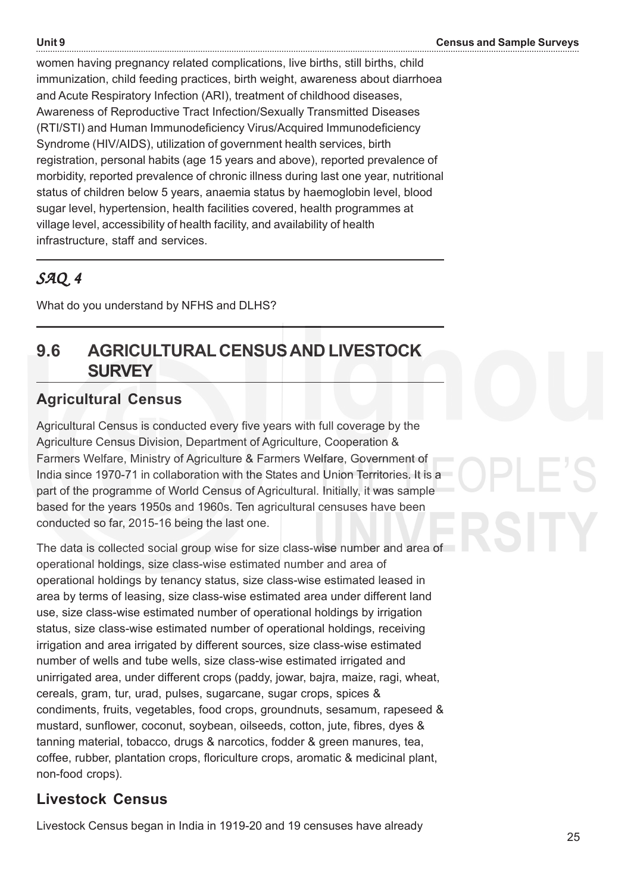women having pregnancy related complications, live births, still births, child immunization, child feeding practices, birth weight, awareness about diarrhoea and Acute Respiratory Infection (ARI), treatment of childhood diseases, Awareness of Reproductive Tract Infection/Sexually Transmitted Diseases (RTI/STI) and Human Immunodeficiency Virus/Acquired Immunodeficiency Syndrome (HIV/AIDS), utilization of government health services, birth registration, personal habits (age 15 years and above), reported prevalence of morbidity, reported prevalence of chronic illness during last one year, nutritional status of children below 5 years, anaemia status by haemoglobin level, blood sugar level, hypertension, health facilities covered, health programmes at village level, accessibility of health facility, and availability of health infrastructure, staff and services.

---

*SAQ 4*

What do you understand by NFHS and DLHS?

---

## 9.6 AGRICULTURAL CENSUS AND LIVESTOCK SURVEY

### Agricultural Census

Agricultural Census is conducted every five years with full coverage by the Agriculture Census Division, Department of Agriculture, Cooperation & Farmers Welfare, Ministry of Agriculture & Farmers Welfare, Government of India since 1970-71 in collaboration with the States and Union Territories. It is a part of the programme of World Census of Agricultural. Initially, it was sample based for the years 1950s and 1960s. Ten agricultural censuses have been conducted so far, 2015-16 being the last one.

The data is collected social group wise for size class-wise number and area of operational holdings, size class-wise estimated number and area of operational holdings by tenancy status, size class-wise estimated leased in area by terms of leasing, size class-wise estimated area under different land use, size class-wise estimated number of operational holdings by irrigation status, size class-wise estimated number of operational holdings, receiving irrigation and area irrigated by different sources, size class-wise estimated number of wells and tube wells, size class-wise estimated irrigated and unirrigated area, under different crops (paddy, jowar, bajra, maize, ragi, wheat, cereals, gram, tur, urad, pulses, sugarcane, sugar crops, spices & condiments, fruits, vegetables, food crops, groundnuts, sesamum, rapeseed & mustard, sunflower, coconut, soybean, oilseeds, cotton, jute, fibres, dyes & tanning material, tobacco, drugs & narcotics, fodder & green manures, tea, coffee, rubber, plantation crops, floriculture crops, aromatic & medicinal plant, non-food crops).

### Livestock Census

Livestock Census began in India in 1919-20 and 19 censuses have already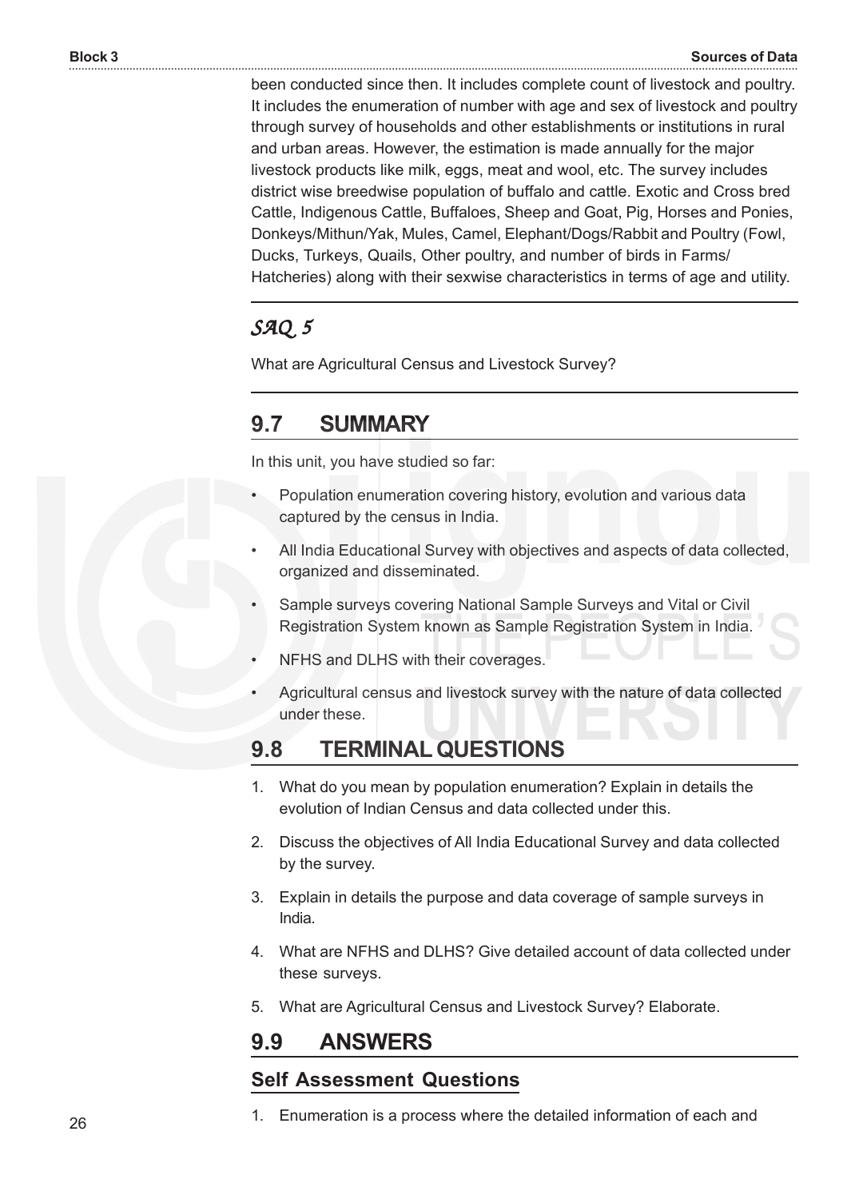been conducted since then. It includes complete count of livestock and poultry. It includes the enumeration of number with age and sex of livestock and poultry through survey of households and other establishments or institutions in rural and urban areas. However, the estimation is made annually for the major livestock products like milk, eggs, meat and wool, etc. The survey includes district wise breedwise population of buffalo and cattle. Exotic and Cross bred Cattle, Indigenous Cattle, Buffaloes, Sheep and Goat, Pig, Horses and Ponies, Donkeys/Mithun/Yak, Mules, Camel, Elephant/Dogs/Rabbit and Poultry (Fowl, Ducks, Turkeys, Quails, Other poultry, and number of birds in Farms/ Hatcheries) along with their sexwise characteristics in terms of age and utility.

### *SAQ 5*

What are Agricultural Census and Livestock Survey?

## 9.7 SUMMARY

In this unit, you have studied so far:

- Population enumeration covering history, evolution and various data captured by the census in India.
- All India Educational Survey with objectives and aspects of data collected, organized and disseminated.
- Sample surveys covering National Sample Surveys and Vital or Civil Registration System known as Sample Registration System in India.
- NFHS and DLHS with their coverages.
- Agricultural census and livestock survey with the nature of data collected under these.

## 9.8 TERMINAL QUESTIONS

1. What do you mean by population enumeration? Explain in details the evolution of Indian Census and data collected under this.
2. Discuss the objectives of All India Educational Survey and data collected by the survey.
3. Explain in details the purpose and data coverage of sample surveys in India.
4. What are NFHS and DLHS? Give detailed account of data collected under these surveys.
5. What are Agricultural Census and Livestock Survey? Elaborate.

## 9.9 ANSWERS

### Self Assessment Questions

1. Enumeration is a process where the detailed information of each and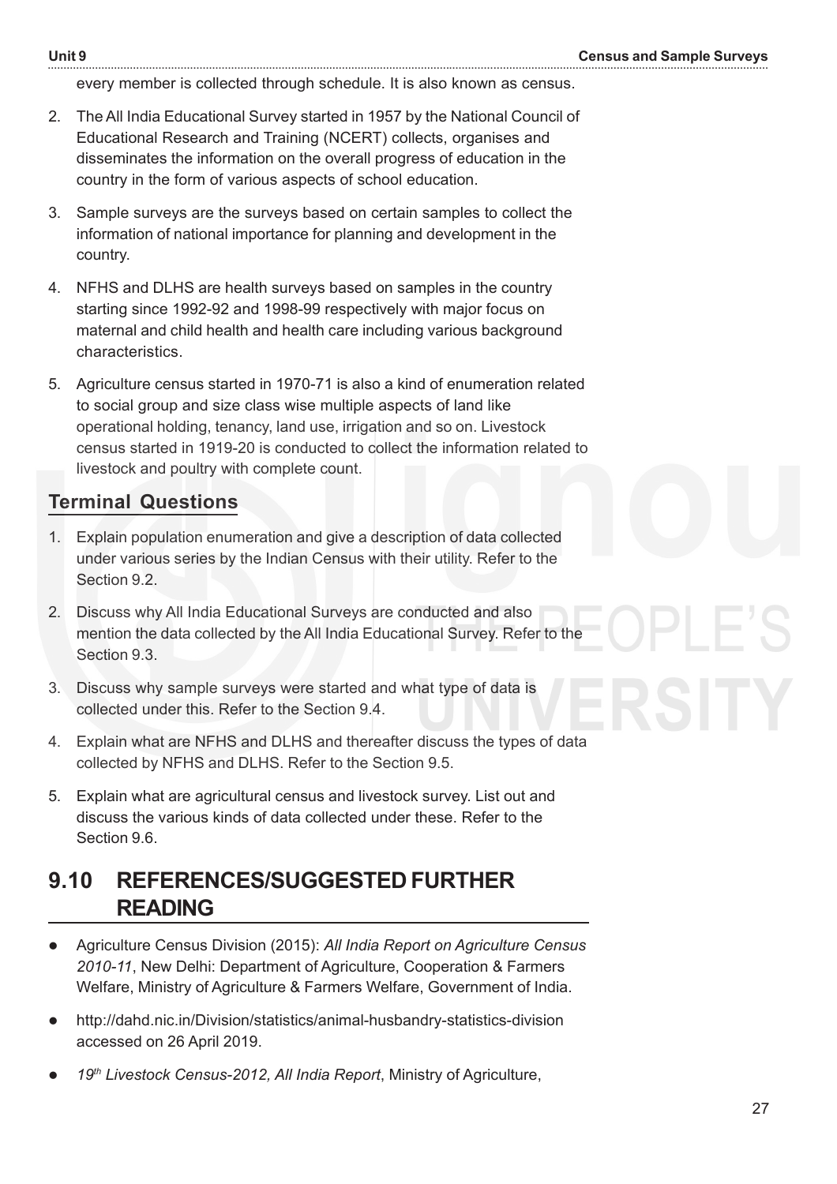every member is collected through schedule. It is also known as census.

2. The All India Educational Survey started in 1957 by the National Council of Educational Research and Training (NCERT) collects, organises and disseminates the information on the overall progress of education in the country in the form of various aspects of school education.

3. Sample surveys are the surveys based on certain samples to collect the information of national importance for planning and development in the country.

4. NFHS and DLHS are health surveys based on samples in the country starting since 1992-92 and 1998-99 respectively with major focus on maternal and child health and health care including various background characteristics.

5. Agriculture census started in 1970-71 is also a kind of enumeration related to social group and size class wise multiple aspects of land like operational holding, tenancy, land use, irrigation and so on. Livestock census started in 1919-20 is conducted to collect the information related to livestock and poultry with complete count.

## Terminal Questions

1. Explain population enumeration and give a description of data collected under various series by the Indian Census with their utility. Refer to the Section 9.2.

2. Discuss why All India Educational Surveys are conducted and also mention the data collected by the All India Educational Survey. Refer to the Section 9.3.

3. Discuss why sample surveys were started and what type of data is collected under this. Refer to the Section 9.4.

4. Explain what are NFHS and DLHS and thereafter discuss the types of data collected by NFHS and DLHS. Refer to the Section 9.5.

5. Explain what are agricultural census and livestock survey. List out and discuss the various kinds of data collected under these. Refer to the Section 9.6.

## 9.10 REFERENCES/SUGGESTED FURTHER READING

- Agriculture Census Division (2015): *All India Report on Agriculture Census 2010-11*, New Delhi: Department of Agriculture, Cooperation & Farmers Welfare, Ministry of Agriculture & Farmers Welfare, Government of India.
- http://dahd.nic.in/Division/statistics/animal-husbandry-statistics-division accessed on 26 April 2019.
- *19th Livestock Census-2012, All India Report*, Ministry of Agriculture,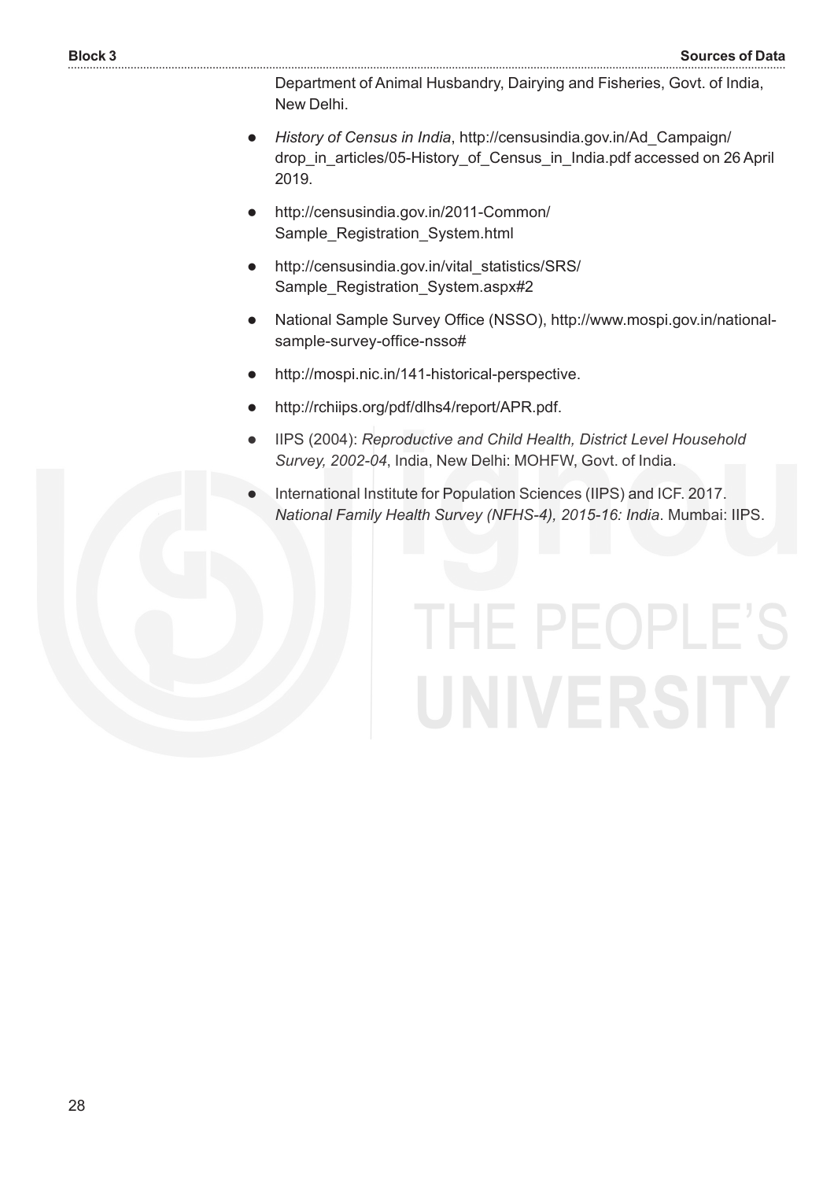Department of Animal Husbandry, Dairying and Fisheries, Govt. of India, New Delhi.

- *History of Census in India*, http://censusindia.gov.in/Ad_Campaign/drop_in_articles/05-History_of_Census_in_India.pdf accessed on 26 April 2019.
- http://censusindia.gov.in/2011-Common/Sample_Registration_System.html
- http://censusindia.gov.in/vital_statistics/SRS/Sample_Registration_System.aspx#2
- National Sample Survey Office (NSSO), http://www.mospi.gov.in/national-sample-survey-office-nsso#
- http://mospi.nic.in/141-historical-perspective.
- http://rchiips.org/pdf/dlhs4/report/APR.pdf.
- IIPS (2004): *Reproductive and Child Health, District Level Household Survey, 2002-04*, India, New Delhi: MOHFW, Govt. of India.
- International Institute for Population Sciences (IIPS) and ICF. 2017. *National Family Health Survey (NFHS-4), 2015-16: India*. Mumbai: IIPS.